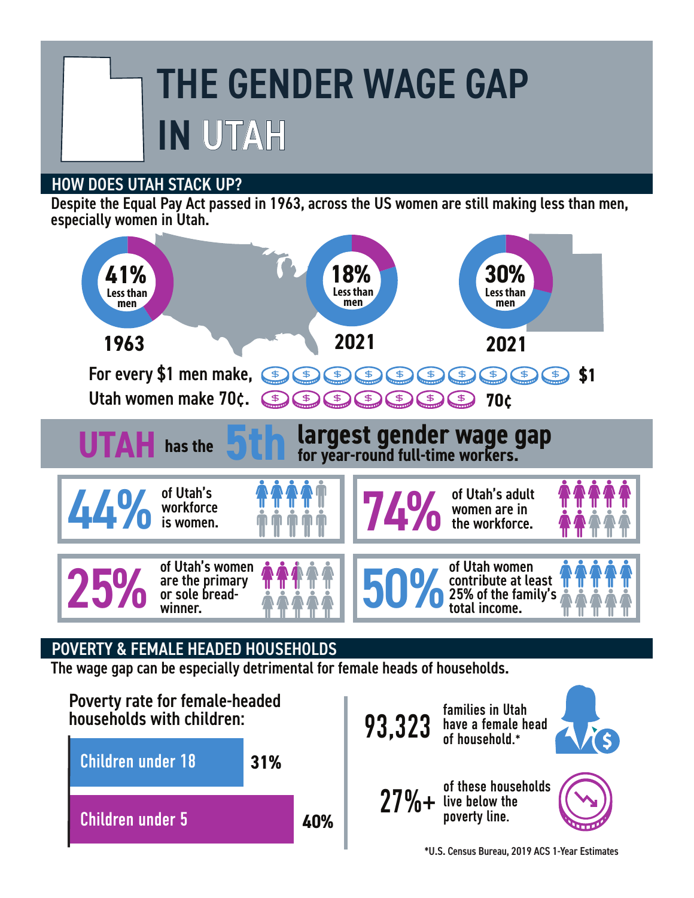# THE GENDER WAGE GAP IN UTAH

## HOW DOES UTAH STACK UP?

Despite the Equal Pay Act passed in 1963, across the US women are still making less than men, especially women in Utah.

- **41%** Less than men — **1963**
- **18%** Less than men — **2021**
- **30%** Less than men — **2021**

For every $1 men make, **$1**

Utah women make 70¢. **70¢**

**UTAH** has the **5th** **largest gender wage gap** for year-round full-time workers.

- **44%** of Utah's workforce is women.
- **74%** of Utah's adult women are in the workforce.
- **25%** of Utah's women are the primary or sole bread-winner.
- **50%** of Utah women contribute at least 25% of the family's total income.

## POVERTY & FEMALE HEADED HOUSEHOLDS

The wage gap can be especially detrimental for female heads of households.

Poverty rate for female-headed households with children:

| Category | Rate |
| --- | --- |
| Children under 18 | 31% |
| Children under 5 | 40% |

**93,323** families in Utah have a female head of household.*

**27%+** of these households live below the poverty line.

*U.S. Census Bureau, 2019 ACS 1-Year Estimates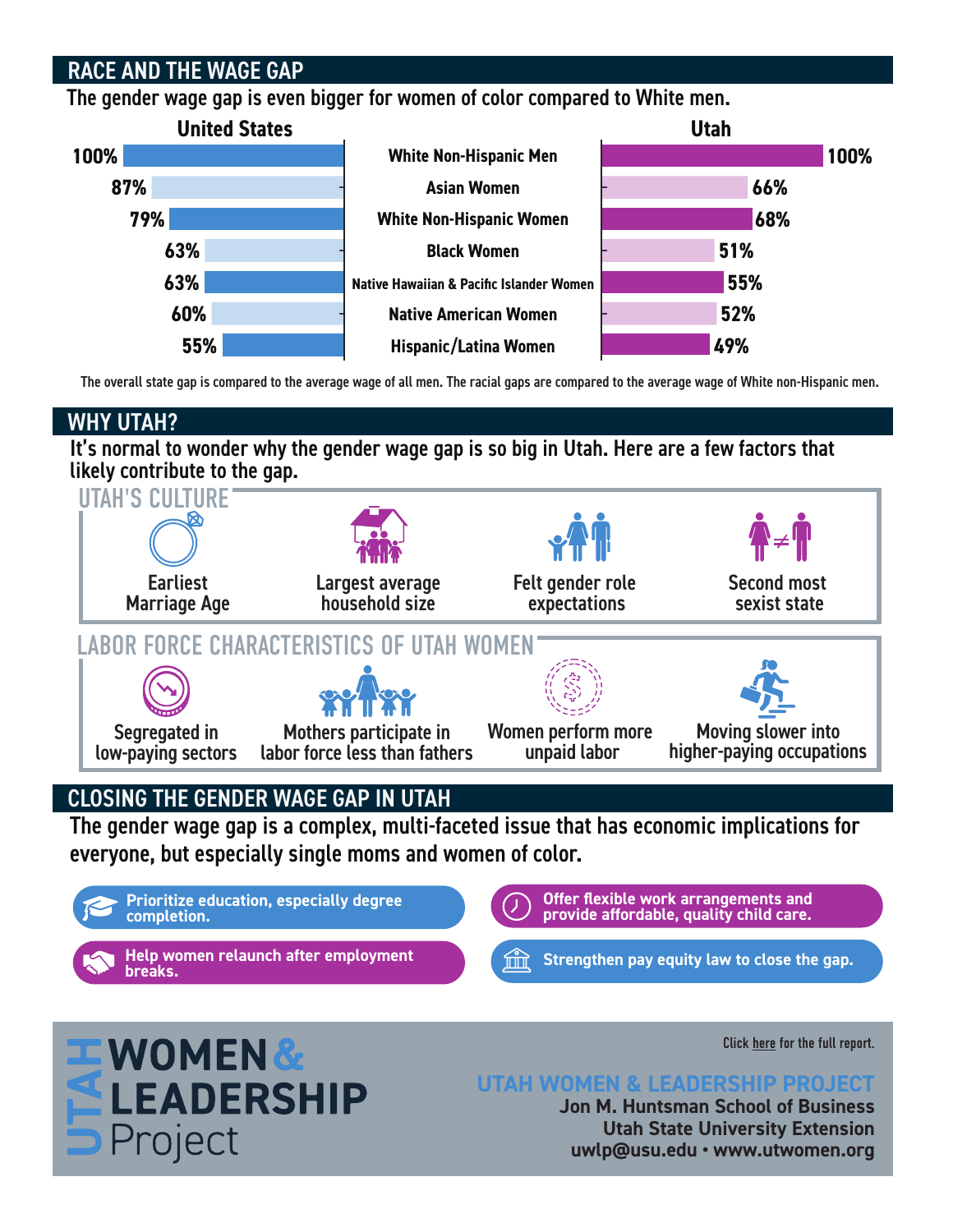## RACE AND THE WAGE GAP

The gender wage gap is even bigger for women of color compared to White men.

United States

Utah

White Non-Hispanic Men: 100% | 100%

Asian Women: 87% | 66%

White Non-Hispanic Women: 79% | 68%

Black Women: 63% | 51%

Native Hawaiian & Pacific Islander Women: 63% | 55%

Native American Women: 60% | 52%

Hispanic/Latina Women: 55% | 49%

The overall state gap is compared to the average wage of all men. The racial gaps are compared to the average wage of White non-Hispanic men.

## WHY UTAH?

It's normal to wonder why the gender wage gap is so big in Utah. Here are a few factors that likely contribute to the gap.

### UTAH'S CULTURE

- Earliest Marriage Age
- Largest average household size
- Felt gender role expectations
- Second most sexist state

### LABOR FORCE CHARACTERISTICS OF UTAH WOMEN

- Segregated in low-paying sectors
- Mothers participate in labor force less than fathers
- Women perform more unpaid labor
- Moving slower into higher-paying occupations

## CLOSING THE GENDER WAGE GAP IN UTAH

The gender wage gap is a complex, multi-faceted issue that has economic implications for everyone, but especially single moms and women of color.

- Prioritize education, especially degree completion.
- Offer flexible work arrangements and provide affordable, quality child care.
- Help women relaunch after employment breaks.
- Strengthen pay equity law to close the gap.

UTAH WOMEN & LEADERSHIP Project

Click here for the full report.

**UTAH WOMEN & LEADERSHIP PROJECT**
Jon M. Huntsman School of Business
Utah State University Extension
uwlp@usu.edu • www.utwomen.org